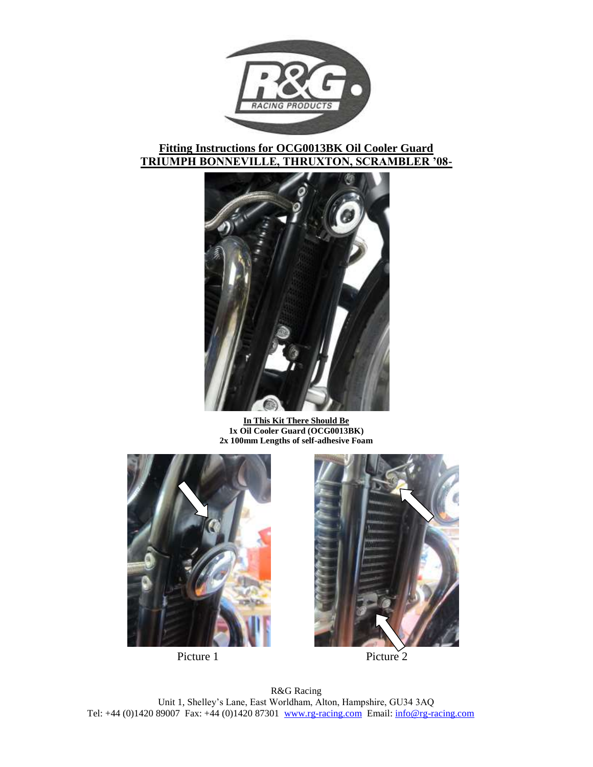# Fitting Instructions for OCG0013BK Oil Cooler Guard
## TRIUMPH BONNEVILLE, THRUXTON, SCRAMBLER '08-

**In This Kit There Should Be**
**1x Oil Cooler Guard (OCG0013BK)**
**2x 100mm Lengths of self-adhesive Foam**

Picture 1

Picture 2

R&G Racing
Unit 1, Shelley's Lane, East Worldham, Alton, Hampshire, GU34 3AQ
Tel: +44 (0)1420 89007 Fax: +44 (0)1420 87301 www.rg-racing.com Email: info@rg-racing.com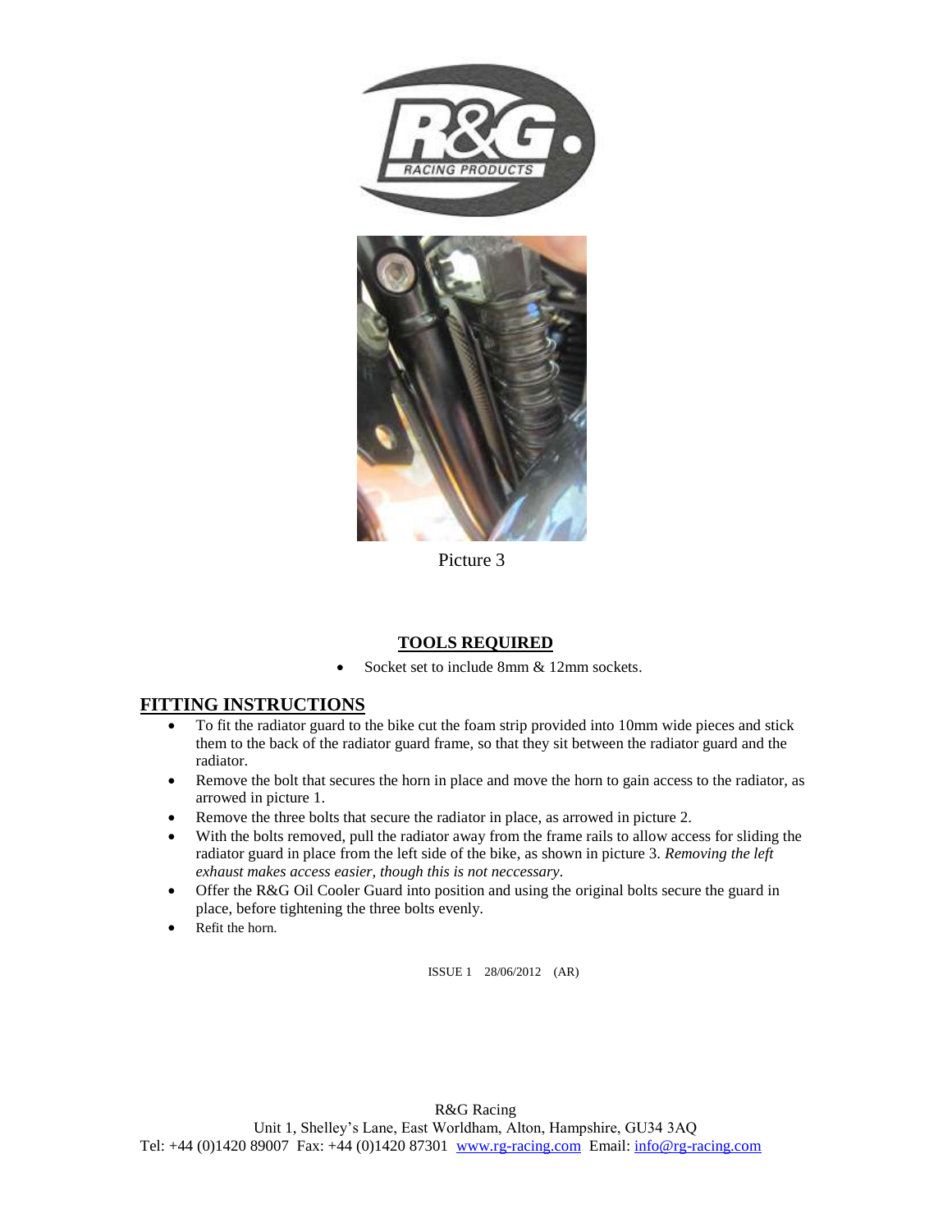Picture 3

## TOOLS REQUIRED

- Socket set to include 8mm & 12mm sockets.

## FITTING INSTRUCTIONS

- To fit the radiator guard to the bike cut the foam strip provided into 10mm wide pieces and stick them to the back of the radiator guard frame, so that they sit between the radiator guard and the radiator.
- Remove the bolt that secures the horn in place and move the horn to gain access to the radiator, as arrowed in picture 1.
- Remove the three bolts that secure the radiator in place, as arrowed in picture 2.
- With the bolts removed, pull the radiator away from the frame rails to allow access for sliding the radiator guard in place from the left side of the bike, as shown in picture 3. *Removing the left exhaust makes access easier, though this is not neccessary*.
- Offer the R&G Oil Cooler Guard into position and using the original bolts secure the guard in place, before tightening the three bolts evenly.
- Refit the horn.

ISSUE 1 28/06/2012 (AR)

R&G Racing
Unit 1, Shelley's Lane, East Worldham, Alton, Hampshire, GU34 3AQ
Tel: +44 (0)1420 89007 Fax: +44 (0)1420 87301 www.rg-racing.com Email: info@rg-racing.com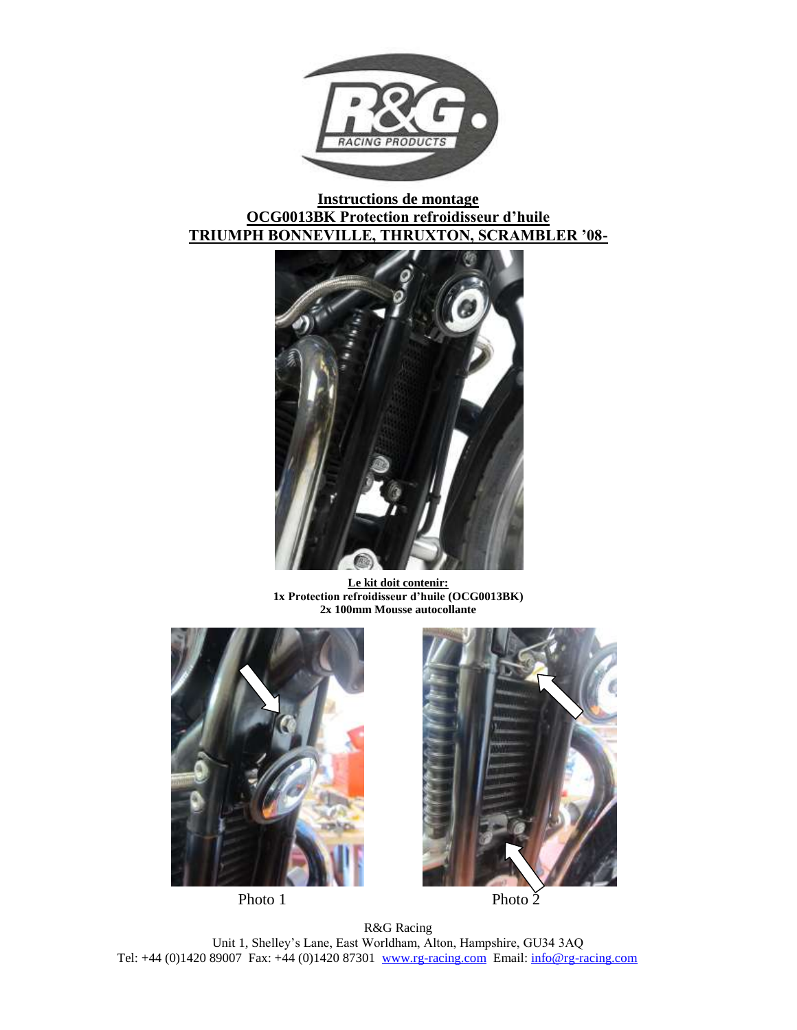**Instructions de montage**
**OCG0013BK Protection refroidisseur d'huile**
**TRIUMPH BONNEVILLE, THRUXTON, SCRAMBLER '08-**

**Le kit doit contenir:**
**1x Protection refroidisseur d'huile (OCG0013BK)**
**2x 100mm Mousse autocollante**

Photo 1

Photo 2

R&G Racing
Unit 1, Shelley's Lane, East Worldham, Alton, Hampshire, GU34 3AQ
Tel: +44 (0)1420 89007 Fax: +44 (0)1420 87301 www.rg-racing.com Email: info@rg-racing.com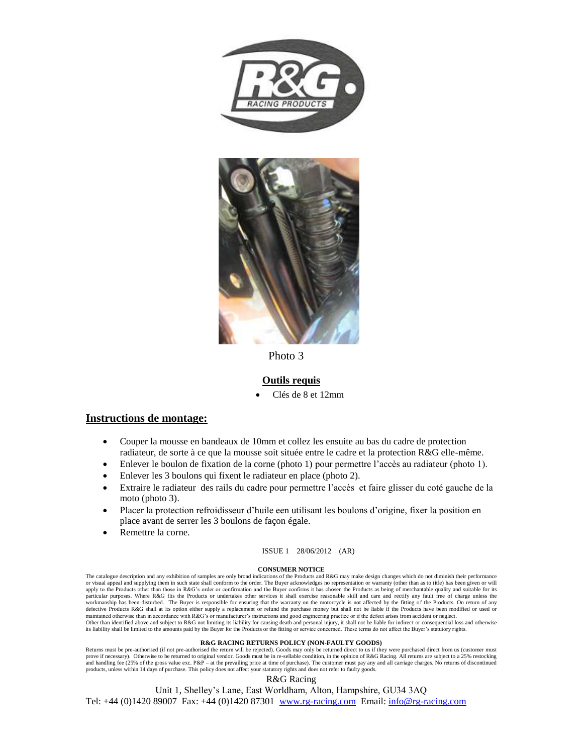Photo 3

## Outils requis

- Clés de 8 et 12mm

## Instructions de montage:

- Couper la mousse en bandeaux de 10mm et collez les ensuite au bas du cadre de protection radiateur, de sorte à ce que la mousse soit située entre le cadre et la protection R&G elle-même.
- Enlever le boulon de fixation de la corne (photo 1) pour permettre l'accès au radiateur (photo 1).
- Enlever les 3 boulons qui fixent le radiateur en place (photo 2).
- Extraire le radiateur des rails du cadre pour permettre l'accès et faire glisser du coté gauche de la moto (photo 3).
- Placer la protection refroidisseur d'huile een utilisant les boulons d'origine, fixer la position en place avant de serrer les 3 boulons de façon égale.
- Remettre la corne.

ISSUE 1 28/06/2012 (AR)

**CONSUMER NOTICE**

The catalogue description and any exhibition of samples are only broad indications of the Products and R&G may make design changes which do not diminish their performance or visual appeal and supplying them in such state shall conform to the order. The Buyer acknowledges no representation or warranty (other than as to title) has been given or will apply to the Products other than those in R&G's order or confirmation and the Buyer confirms it has chosen the Products as being of merchantable quality and suitable for its particular purposes. Where R&G fits the Products or undertakes other services it shall exercise reasonable skill and care and rectify any fault free of charge unless the workmanship has been disturbed. The Buyer is responsible for ensuring that the warranty on the motorcycle is not affected by the fitting of the Products. On return of any defective Products R&G shall at its option either supply a replacement or refund the purchase money but shall not be liable if the Products have been modified or used or maintained otherwise than in accordance with R&G's or manufacturer's instructions and good engineering practice or if the defect arises from accident or neglect.
Other than identified above and subject to R&G not limiting its liability for causing death and personal injury, it shall not be liable for indirect or consequential loss and otherwise its liability shall be limited to the amounts paid by the Buyer for the Products or the fitting or service concerned. These terms do not affect the Buyer's statutory rights.

**R&G RACING RETURNS POLICY (NON-FAULTY GOODS)**

Returns must be pre-authorised (if not pre-authorised the return will be rejected). Goods may only be returned direct to us if they were purchased direct from us (customer must prove if necessary). Otherwise to be returned to original vendor. Goods must be in re-sellable condition, in the opinion of R&G Racing. All returns are subject to a 25% restocking and handling fee (25% of the gross value exc. P&P – at the prevailing price at time of purchase). The customer must pay any and all carriage charges. No returns of discontinued products, unless within 14 days of purchase. This policy does not affect your statutory rights and does not refer to faulty goods.

R&G Racing
Unit 1, Shelley's Lane, East Worldham, Alton, Hampshire, GU34 3AQ
Tel: +44 (0)1420 89007 Fax: +44 (0)1420 87301 www.rg-racing.com Email: info@rg-racing.com